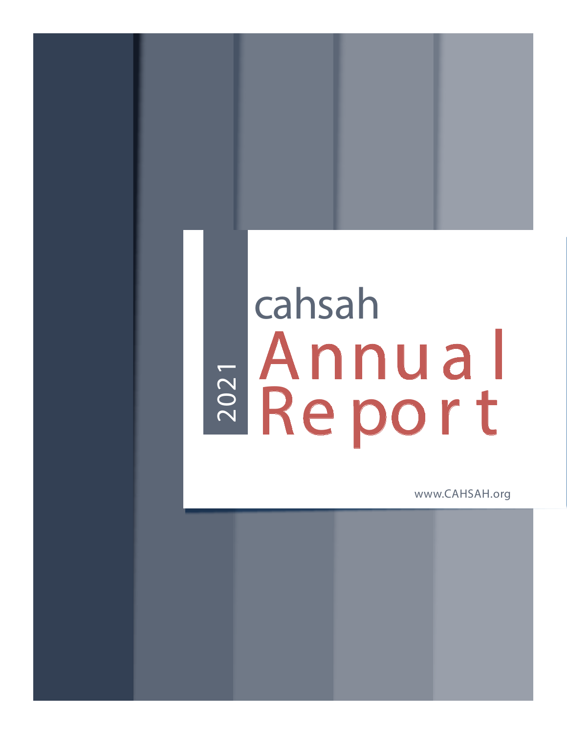2021

cahsah

# Annual Report

www.CAHSAH.org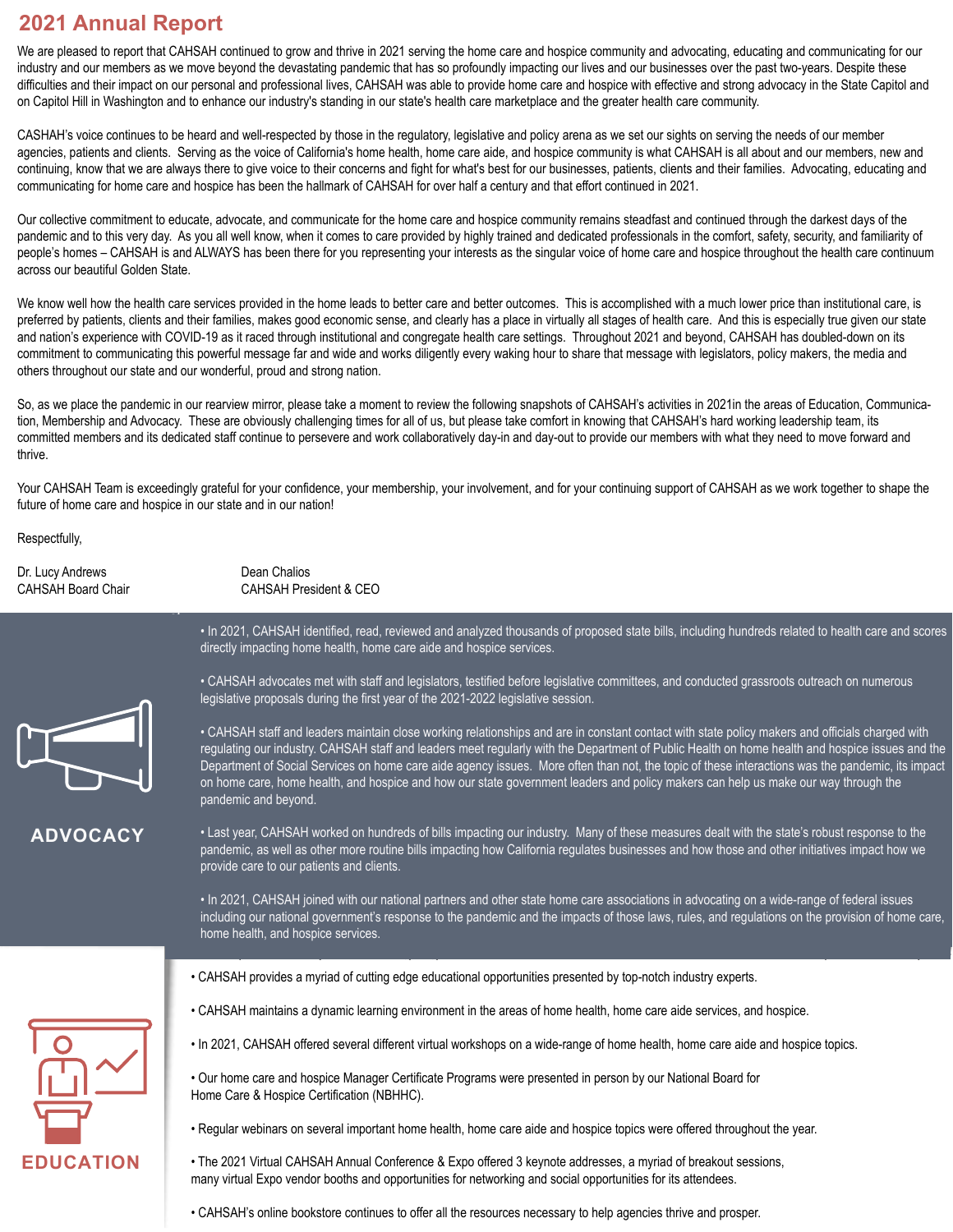# 2021 Annual Report

We are pleased to report that CAHSAH continued to grow and thrive in 2021 serving the home care and hospice community and advocating, educating and communicating for our industry and our members as we move beyond the devastating pandemic that has so profoundly impacting our lives and our businesses over the past two-years. Despite these difficulties and their impact on our personal and professional lives, CAHSAH was able to provide home care and hospice with effective and strong advocacy in the State Capitol and on Capitol Hill in Washington and to enhance our industry's standing in our state's health care marketplace and the greater health care community.

CASHAH's voice continues to be heard and well-respected by those in the regulatory, legislative and policy arena as we set our sights on serving the needs of our member agencies, patients and clients. Serving as the voice of California's home health, home care aide, and hospice community is what CAHSAH is all about and our members, new and continuing, know that we are always there to give voice to their concerns and fight for what's best for our businesses, patients, clients and their families. Advocating, educating and communicating for home care and hospice has been the hallmark of CAHSAH for over half a century and that effort continued in 2021.

Our collective commitment to educate, advocate, and communicate for the home care and hospice community remains steadfast and continued through the darkest days of the pandemic and to this very day. As you all well know, when it comes to care provided by highly trained and dedicated professionals in the comfort, safety, security, and familiarity of people's homes – CAHSAH is and ALWAYS has been there for you representing your interests as the singular voice of home care and hospice throughout the health care continuum across our beautiful Golden State.

We know well how the health care services provided in the home leads to better care and better outcomes. This is accomplished with a much lower price than institutional care, is preferred by patients, clients and their families, makes good economic sense, and clearly has a place in virtually all stages of health care. And this is especially true given our state and nation's experience with COVID-19 as it raced through institutional and congregate health care settings. Throughout 2021 and beyond, CAHSAH has doubled-down on its commitment to communicating this powerful message far and wide and works diligently every waking hour to share that message with legislators, policy makers, the media and others throughout our state and our wonderful, proud and strong nation.

So, as we place the pandemic in our rearview mirror, please take a moment to review the following snapshots of CAHSAH's activities in 2021in the areas of Education, Communication, Membership and Advocacy. These are obviously challenging times for all of us, but please take comfort in knowing that CAHSAH's hard working leadership team, its committed members and its dedicated staff continue to persevere and work collaboratively day-in and day-out to provide our members with what they need to move forward and thrive.

Your CAHSAH Team is exceedingly grateful for your confidence, your membership, your involvement, and for your continuing support of CAHSAH as we work together to shape the future of home care and hospice in our state and in our nation!

Respectfully,

Dr. Lucy Andrews
CAHSAH Board Chair

Dean Chalios
CAHSAH President & CEO

## ADVOCACY

- In 2021, CAHSAH identified, read, reviewed and analyzed thousands of proposed state bills, including hundreds related to health care and scores directly impacting home health, home care aide and hospice services.
- CAHSAH advocates met with staff and legislators, testified before legislative committees, and conducted grassroots outreach on numerous legislative proposals during the first year of the 2021-2022 legislative session.
- CAHSAH staff and leaders maintain close working relationships and are in constant contact with state policy makers and officials charged with regulating our industry. CAHSAH staff and leaders meet regularly with the Department of Public Health on home health and hospice issues and the Department of Social Services on home care aide agency issues. More often than not, the topic of these interactions was the pandemic, its impact on home care, home health, and hospice and how our state government leaders and policy makers can help us make our way through the pandemic and beyond.
- Last year, CAHSAH worked on hundreds of bills impacting our industry. Many of these measures dealt with the state's robust response to the pandemic, as well as other more routine bills impacting how California regulates businesses and how those and other initiatives impact how we provide care to our patients and clients.
- In 2021, CAHSAH joined with our national partners and other state home care associations in advocating on a wide-range of federal issues including our national government's response to the pandemic and the impacts of those laws, rules, and regulations on the provision of home care, home health, and hospice services.

## EDUCATION

- CAHSAH provides a myriad of cutting edge educational opportunities presented by top-notch industry experts.
- CAHSAH maintains a dynamic learning environment in the areas of home health, home care aide services, and hospice.
- In 2021, CAHSAH offered several different virtual workshops on a wide-range of home health, home care aide and hospice topics.
- Our home care and hospice Manager Certificate Programs were presented in person by our National Board for Home Care & Hospice Certification (NBHHC).
- Regular webinars on several important home health, home care aide and hospice topics were offered throughout the year.
- The 2021 Virtual CAHSAH Annual Conference & Expo offered 3 keynote addresses, a myriad of breakout sessions, many virtual Expo vendor booths and opportunities for networking and social opportunities for its attendees.
- CAHSAH's online bookstore continues to offer all the resources necessary to help agencies thrive and prosper.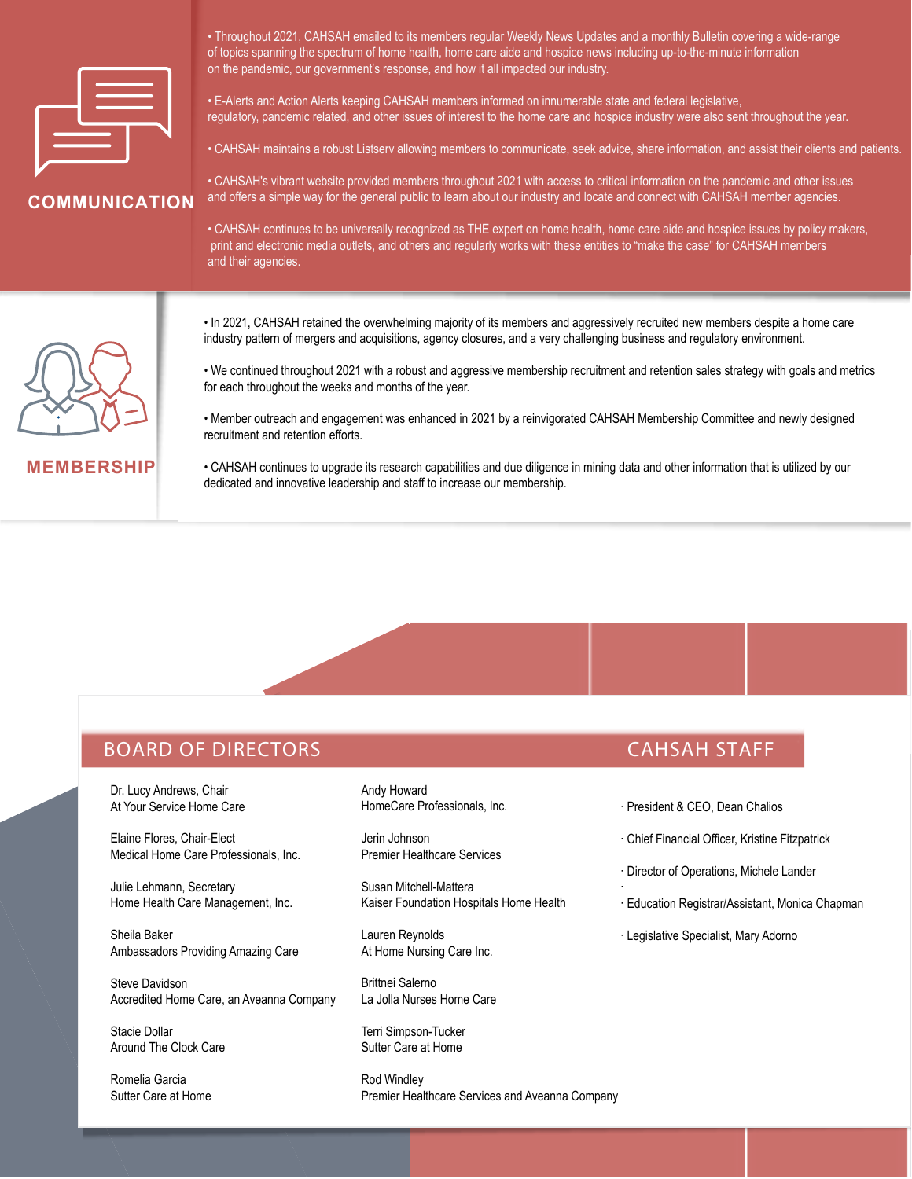## COMMUNICATION

- Throughout 2021, CAHSAH emailed to its members regular Weekly News Updates and a monthly Bulletin covering a wide-range of topics spanning the spectrum of home health, home care aide and hospice news including up-to-the-minute information on the pandemic, our government's response, and how it all impacted our industry.
- E-Alerts and Action Alerts keeping CAHSAH members informed on innumerable state and federal legislative, regulatory, pandemic related, and other issues of interest to the home care and hospice industry were also sent throughout the year.
- CAHSAH maintains a robust Listserv allowing members to communicate, seek advice, share information, and assist their clients and patients.
- CAHSAH's vibrant website provided members throughout 2021 with access to critical information on the pandemic and other issues and offers a simple way for the general public to learn about our industry and locate and connect with CAHSAH member agencies.
- CAHSAH continues to be universally recognized as THE expert on home health, home care aide and hospice issues by policy makers, print and electronic media outlets, and others and regularly works with these entities to "make the case" for CAHSAH members and their agencies.

## MEMBERSHIP

- In 2021, CAHSAH retained the overwhelming majority of its members and aggressively recruited new members despite a home care industry pattern of mergers and acquisitions, agency closures, and a very challenging business and regulatory environment.
- We continued throughout 2021 with a robust and aggressive membership recruitment and retention sales strategy with goals and metrics for each throughout the weeks and months of the year.
- Member outreach and engagement was enhanced in 2021 by a reinvigorated CAHSAH Membership Committee and newly designed recruitment and retention efforts.
- CAHSAH continues to upgrade its research capabilities and due diligence in mining data and other information that is utilized by our dedicated and innovative leadership and staff to increase our membership.

## BOARD OF DIRECTORS

Dr. Lucy Andrews, Chair
At Your Service Home Care

Elaine Flores, Chair-Elect
Medical Home Care Professionals, Inc.

Julie Lehmann, Secretary
Home Health Care Management, Inc.

Sheila Baker
Ambassadors Providing Amazing Care

Steve Davidson
Accredited Home Care, an Aveanna Company

Stacie Dollar
Around The Clock Care

Romelia Garcia
Sutter Care at Home

Andy Howard
HomeCare Professionals, Inc.

Jerin Johnson
Premier Healthcare Services

Susan Mitchell-Mattera
Kaiser Foundation Hospitals Home Health

Lauren Reynolds
At Home Nursing Care Inc.

Brittnei Salerno
La Jolla Nurses Home Care

Terri Simpson-Tucker
Sutter Care at Home

Rod Windley
Premier Healthcare Services and Aveanna Company

## CAHSAH STAFF

- President & CEO, Dean Chalios
- Chief Financial Officer, Kristine Fitzpatrick
- Director of Operations, Michele Lander
- Education Registrar/Assistant, Monica Chapman
- Legislative Specialist, Mary Adorno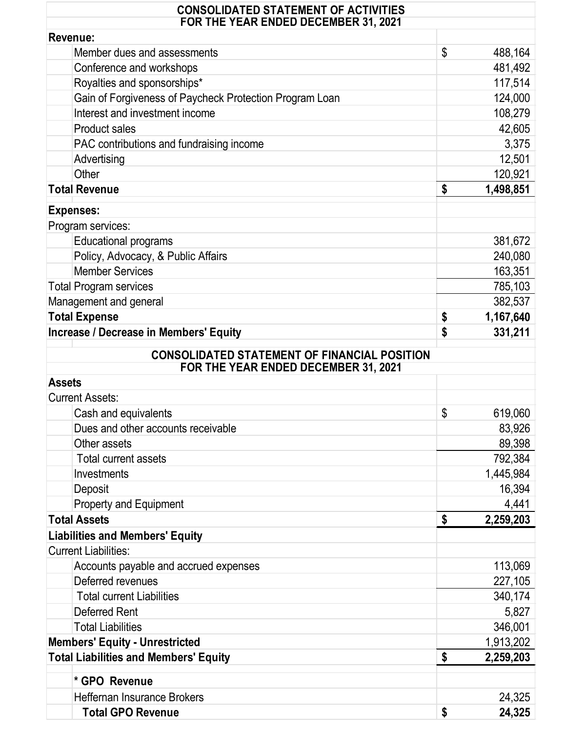## CONSOLIDATED STATEMENT OF ACTIVITIES
## FOR THE YEAR ENDED DECEMBER 31, 2021

| | | |
|---|---|---|
| **Revenue:** | | |
| Member dues and assessments | $ | 488,164 |
| Conference and workshops | | 481,492 |
| Royalties and sponsorships* | | 117,514 |
| Gain of Forgiveness of Paycheck Protection Program Loan | | 124,000 |
| Interest and investment income | | 108,279 |
| Product sales | | 42,605 |
| PAC contributions and fundraising income | | 3,375 |
| Advertising | | 12,501 |
| Other | | 120,921 |
| **Total Revenue** | **$** | **1,498,851** |
| **Expenses:** | | |
| Program services: | | |
| Educational programs | | 381,672 |
| Policy, Advocacy, & Public Affairs | | 240,080 |
| Member Services | | 163,351 |
| Total Program services | | 785,103 |
| Management and general | | 382,537 |
| **Total Expense** | **$** | **1,167,640** |
| **Increase / Decrease in Members' Equity** | **$** | **331,211** |

## CONSOLIDATED STATEMENT OF FINANCIAL POSITION
## FOR THE YEAR ENDED DECEMBER 31, 2021

| | | |
|---|---|---|
| **Assets** | | |
| Current Assets: | | |
| Cash and equivalents | $ | 619,060 |
| Dues and other accounts receivable | | 83,926 |
| Other assets | | 89,398 |
| Total current assets | | 792,384 |
| Investments | | 1,445,984 |
| Deposit | | 16,394 |
| Property and Equipment | | 4,441 |
| **Total Assets** | **$** | **2,259,203** |
| **Liabilities and Members' Equity** | | |
| Current Liabilities: | | |
| Accounts payable and accrued expenses | | 113,069 |
| Deferred revenues | | 227,105 |
| Total current Liabilities | | 340,174 |
| Deferred Rent | | 5,827 |
| Total Liabilities | | 346,001 |
| **Members' Equity - Unrestricted** | | 1,913,202 |
| **Total Liabilities and Members' Equity** | **$** | **2,259,203** |

| | | |
|---|---|---|
| **\* GPO Revenue** | | |
| Heffernan Insurance Brokers | | 24,325 |
| **Total GPO Revenue** | **$** | **24,325** |